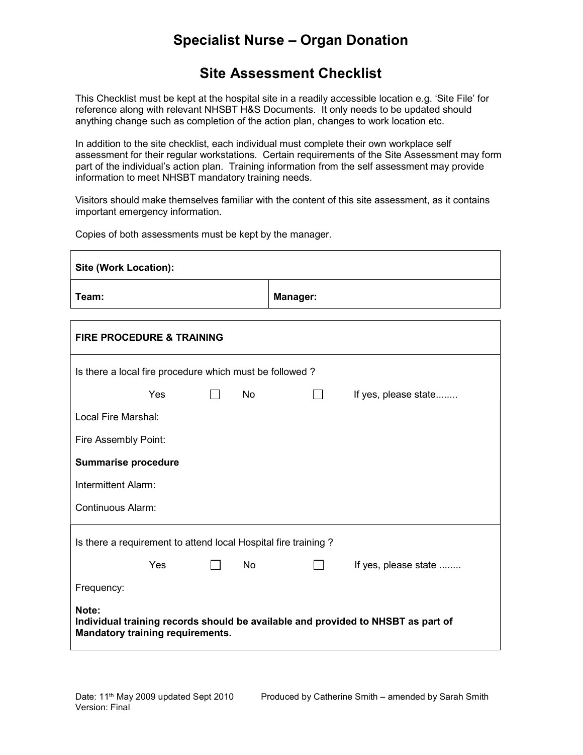# Specialist Nurse – Organ Donation

## Site Assessment Checklist

This Checklist must be kept at the hospital site in a readily accessible location e.g. 'Site File' for reference along with relevant NHSBT H&S Documents. It only needs to be updated should anything change such as completion of the action plan, changes to work location etc.

In addition to the site checklist, each individual must complete their own workplace self assessment for their regular workstations. Certain requirements of the Site Assessment may form part of the individual's action plan. Training information from the self assessment may provide information to meet NHSBT mandatory training needs.

Visitors should make themselves familiar with the content of this site assessment, as it contains important emergency information.

Copies of both assessments must be kept by the manager.

| **Site (Work Location):** | |
|---|---|
| **Team:** | **Manager:** |

| **FIRE PROCEDURE & TRAINING** |
|---|
| Is there a local fire procedure which must be followed ?<br><br>Yes ☐ No ☐ If yes, please state........<br><br>Local Fire Marshal:<br><br>Fire Assembly Point:<br><br>**Summarise procedure**<br><br>Intermittent Alarm:<br><br>Continuous Alarm: |
| Is there a requirement to attend local Hospital fire training ?<br><br>Yes ☐ No ☐ If yes, please state ........<br><br>Frequency:<br><br>**Note:**<br>**Individual training records should be available and provided to NHSBT as part of Mandatory training requirements.** |

Date: 11th May 2009 updated Sept 2010
Version: Final

Produced by Catherine Smith – amended by Sarah Smith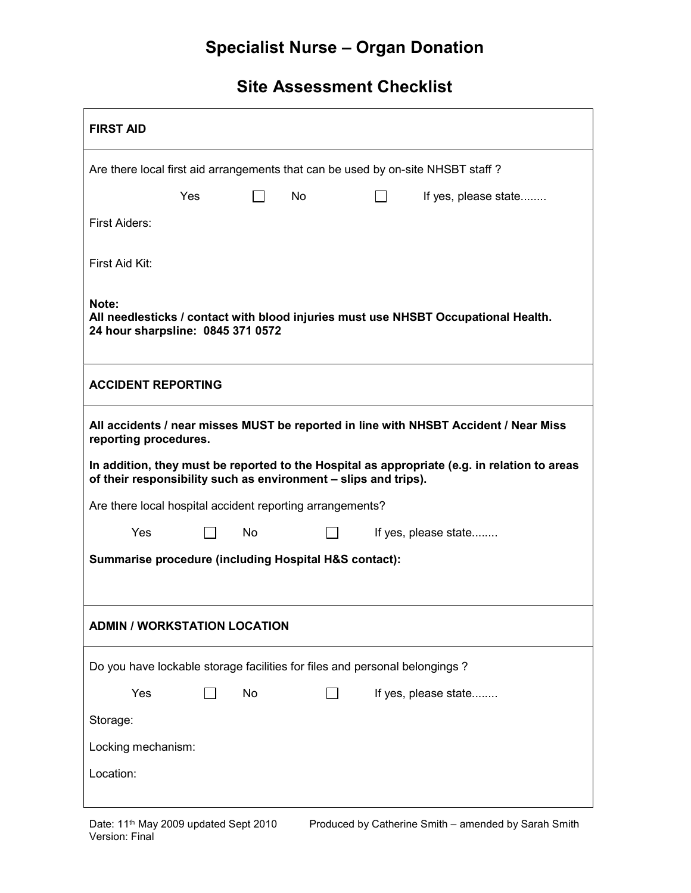# Specialist Nurse – Organ Donation

## Site Assessment Checklist

**FIRST AID**

Are there local first aid arrangements that can be used by on-site NHSBT staff ?

Yes ☐ No ☐ If yes, please state........

First Aiders:

First Aid Kit:

**Note:**
**All needlesticks / contact with blood injuries must use NHSBT Occupational Health.**
**24 hour sharpsline: 0845 371 0572**

**ACCIDENT REPORTING**

**All accidents / near misses MUST be reported in line with NHSBT Accident / Near Miss reporting procedures.**

**In addition, they must be reported to the Hospital as appropriate (e.g. in relation to areas of their responsibility such as environment – slips and trips).**

Are there local hospital accident reporting arrangements?

Yes ☐ No ☐ If yes, please state........

**Summarise procedure (including Hospital H&S contact):**

**ADMIN / WORKSTATION LOCATION**

Do you have lockable storage facilities for files and personal belongings ?

Yes ☐ No ☐ If yes, please state........

Storage:

Locking mechanism:

Location:

Date: 11th May 2009 updated Sept 2010
Version: Final

Produced by Catherine Smith – amended by Sarah Smith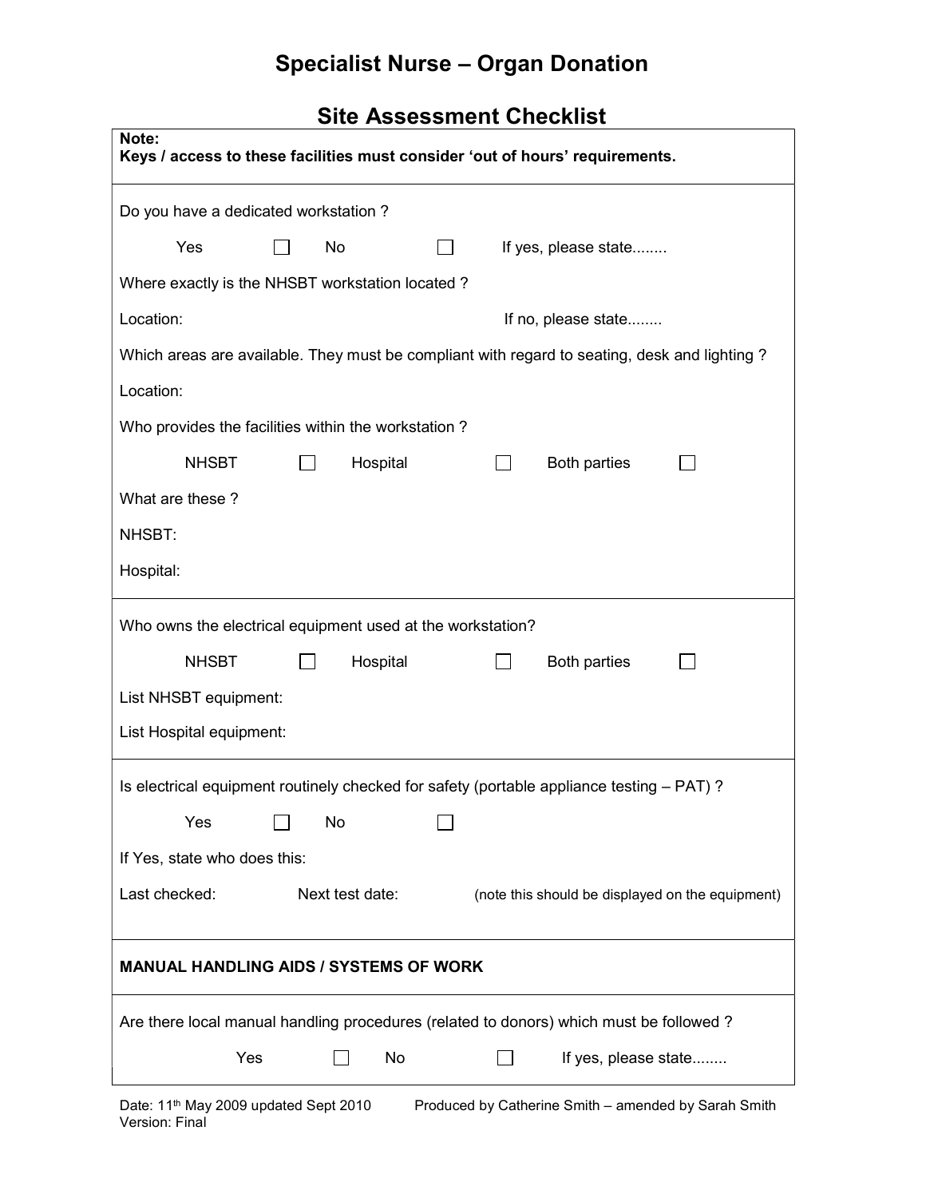# Specialist Nurse – Organ Donation

## Site Assessment Checklist

**Note:**
**Keys / access to these facilities must consider 'out of hours' requirements.**

---

Do you have a dedicated workstation ?

Yes ☐ No ☐ If yes, please state........

Where exactly is the NHSBT workstation located ?

Location: If no, please state........

Which areas are available. They must be compliant with regard to seating, desk and lighting ?

Location:

Who provides the facilities within the workstation ?

NHSBT ☐ Hospital ☐ Both parties ☐

What are these ?

NHSBT:

Hospital:

---

Who owns the electrical equipment used at the workstation?

NHSBT ☐ Hospital ☐ Both parties ☐

List NHSBT equipment:

List Hospital equipment:

---

Is electrical equipment routinely checked for safety (portable appliance testing – PAT) ?

Yes ☐ No ☐

If Yes, state who does this:

Last checked: Next test date: (note this should be displayed on the equipment)

---

**MANUAL HANDLING AIDS / SYSTEMS OF WORK**

---

Are there local manual handling procedures (related to donors) which must be followed ?

Yes ☐ No ☐ If yes, please state........

Date: 11th May 2009 updated Sept 2010 Produced by Catherine Smith – amended by Sarah Smith
Version: Final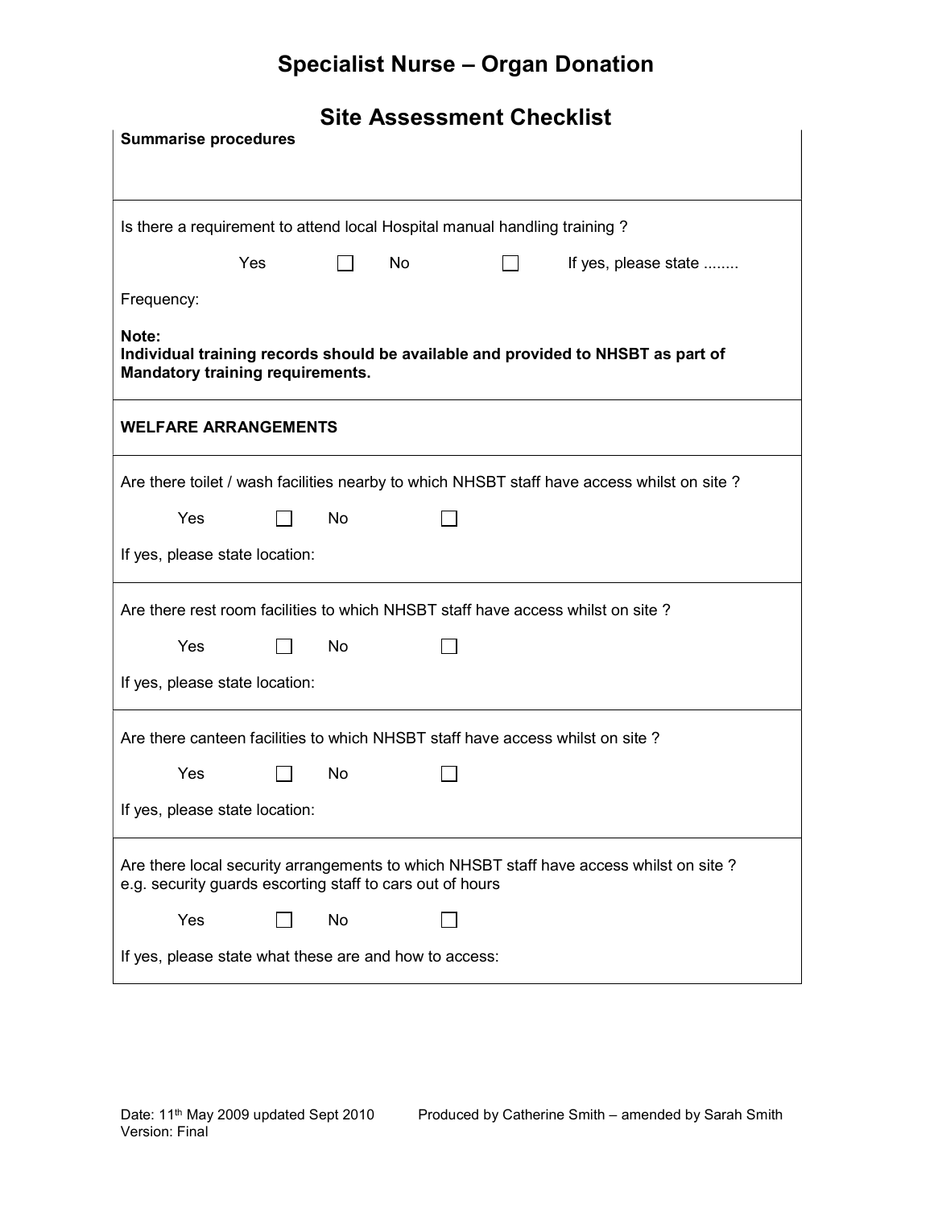# Specialist Nurse – Organ Donation

## Site Assessment Checklist

**Summarise procedures**

Is there a requirement to attend local Hospital manual handling training ?

Yes ☐ No ☐ If yes, please state ........

Frequency:

**Note:**
**Individual training records should be available and provided to NHSBT as part of Mandatory training requirements.**

**WELFARE ARRANGEMENTS**

Are there toilet / wash facilities nearby to which NHSBT staff have access whilst on site ?

Yes ☐ No ☐

If yes, please state location:

Are there rest room facilities to which NHSBT staff have access whilst on site ?

Yes ☐ No ☐

If yes, please state location:

Are there canteen facilities to which NHSBT staff have access whilst on site ?

Yes ☐ No ☐

If yes, please state location:

Are there local security arrangements to which NHSBT staff have access whilst on site ?
e.g. security guards escorting staff to cars out of hours

Yes ☐ No ☐

If yes, please state what these are and how to access: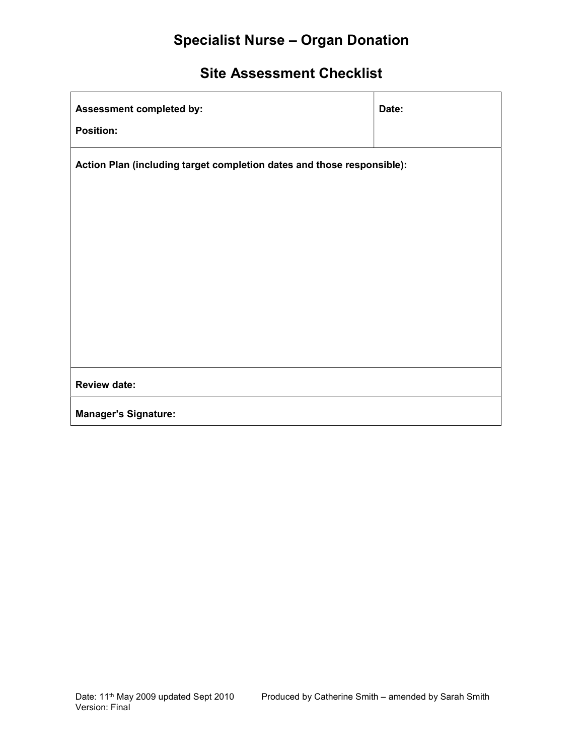# Specialist Nurse – Organ Donation

## Site Assessment Checklist

| | |
|---|---|
| **Assessment completed by:**<br><br>**Position:** | **Date:** |
| **Action Plan (including target completion dates and those responsible):** | |
| **Review date:** | |
| **Manager's Signature:** | |

Date: 11th May 2009 updated Sept 2010
Version: Final

Produced by Catherine Smith – amended by Sarah Smith